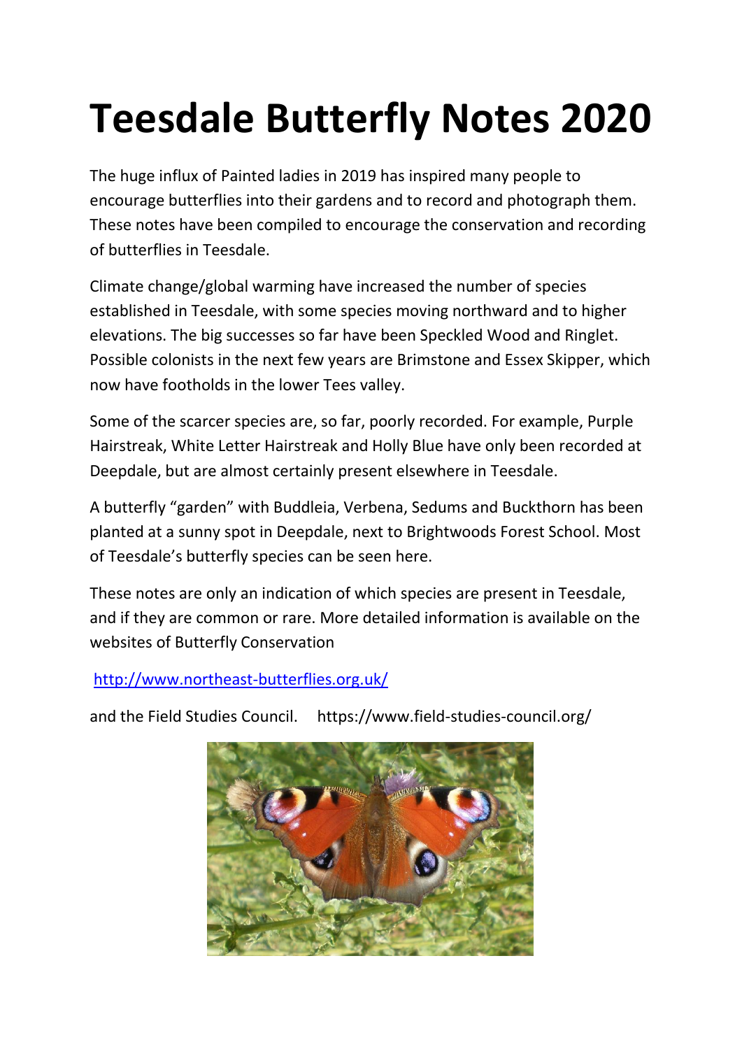# Teesdale Butterfly Notes 2020

The huge influx of Painted ladies in 2019 has inspired many people to encourage butterflies into their gardens and to record and photograph them. These notes have been compiled to encourage the conservation and recording of butterflies in Teesdale.

Climate change/global warming have increased the number of species established in Teesdale, with some species moving northward and to higher elevations. The big successes so far have been Speckled Wood and Ringlet. Possible colonists in the next few years are Brimstone and Essex Skipper, which now have footholds in the lower Tees valley.

Some of the scarcer species are, so far, poorly recorded. For example, Purple Hairstreak, White Letter Hairstreak and Holly Blue have only been recorded at Deepdale, but are almost certainly present elsewhere in Teesdale.

A butterfly "garden" with Buddleia, Verbena, Sedums and Buckthorn has been planted at a sunny spot in Deepdale, next to Brightwoods Forest School. Most of Teesdale's butterfly species can be seen here.

These notes are only an indication of which species are present in Teesdale, and if they are common or rare. More detailed information is available on the websites of Butterfly Conservation

http://www.northeast-butterflies.org.uk/

and the Field Studies Council. https://www.field-studies-council.org/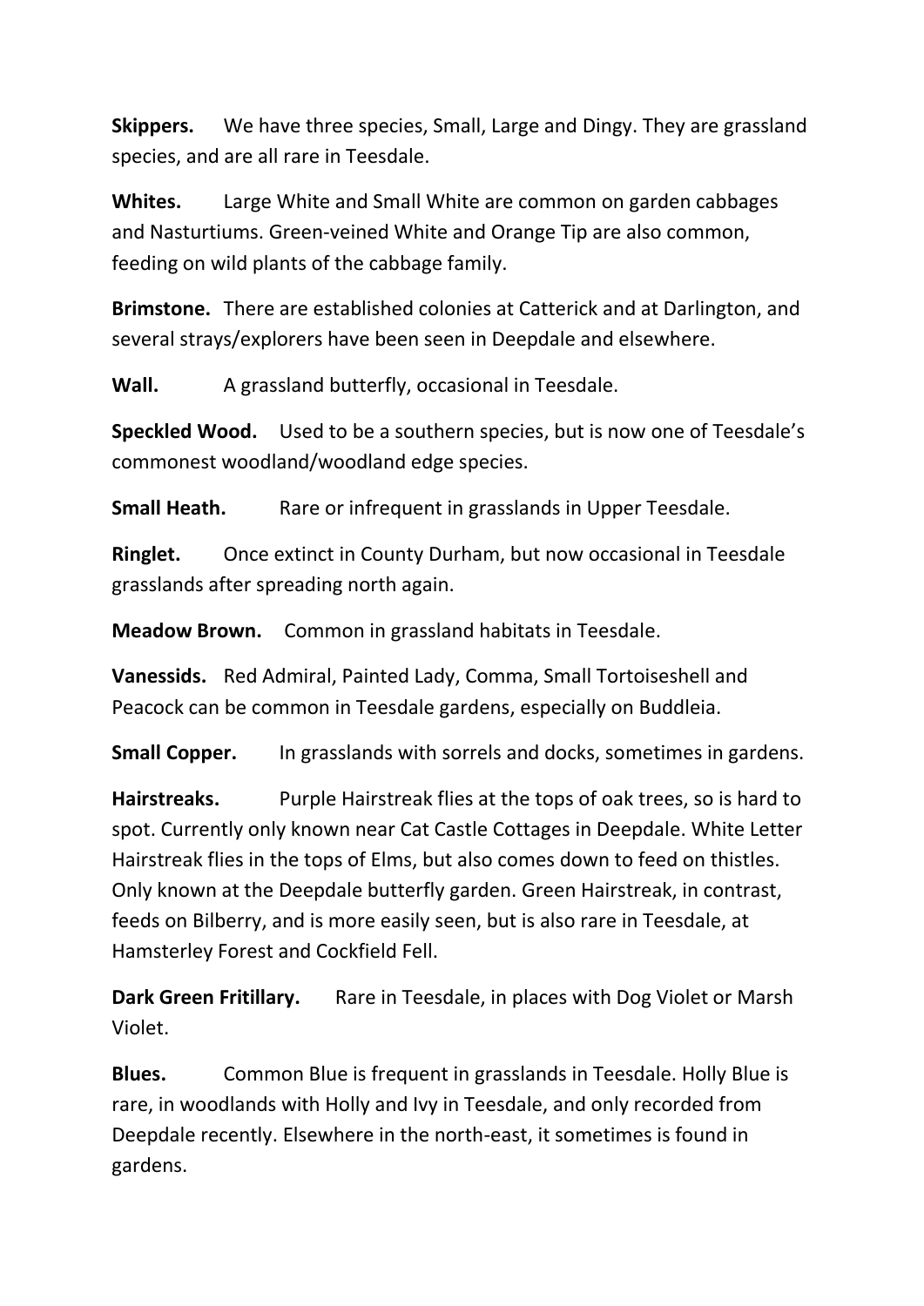**Skippers.** We have three species, Small, Large and Dingy. They are grassland species, and are all rare in Teesdale.

**Whites.** Large White and Small White are common on garden cabbages and Nasturtiums. Green-veined White and Orange Tip are also common, feeding on wild plants of the cabbage family.

**Brimstone.** There are established colonies at Catterick and at Darlington, and several strays/explorers have been seen in Deepdale and elsewhere.

**Wall.** A grassland butterfly, occasional in Teesdale.

**Speckled Wood.** Used to be a southern species, but is now one of Teesdale's commonest woodland/woodland edge species.

**Small Heath.** Rare or infrequent in grasslands in Upper Teesdale.

**Ringlet.** Once extinct in County Durham, but now occasional in Teesdale grasslands after spreading north again.

**Meadow Brown.** Common in grassland habitats in Teesdale.

**Vanessids.** Red Admiral, Painted Lady, Comma, Small Tortoiseshell and Peacock can be common in Teesdale gardens, especially on Buddleia.

**Small Copper.** In grasslands with sorrels and docks, sometimes in gardens.

**Hairstreaks.** Purple Hairstreak flies at the tops of oak trees, so is hard to spot. Currently only known near Cat Castle Cottages in Deepdale. White Letter Hairstreak flies in the tops of Elms, but also comes down to feed on thistles. Only known at the Deepdale butterfly garden. Green Hairstreak, in contrast, feeds on Bilberry, and is more easily seen, but is also rare in Teesdale, at Hamsterley Forest and Cockfield Fell.

**Dark Green Fritillary.** Rare in Teesdale, in places with Dog Violet or Marsh Violet.

**Blues.** Common Blue is frequent in grasslands in Teesdale. Holly Blue is rare, in woodlands with Holly and Ivy in Teesdale, and only recorded from Deepdale recently. Elsewhere in the north-east, it sometimes is found in gardens.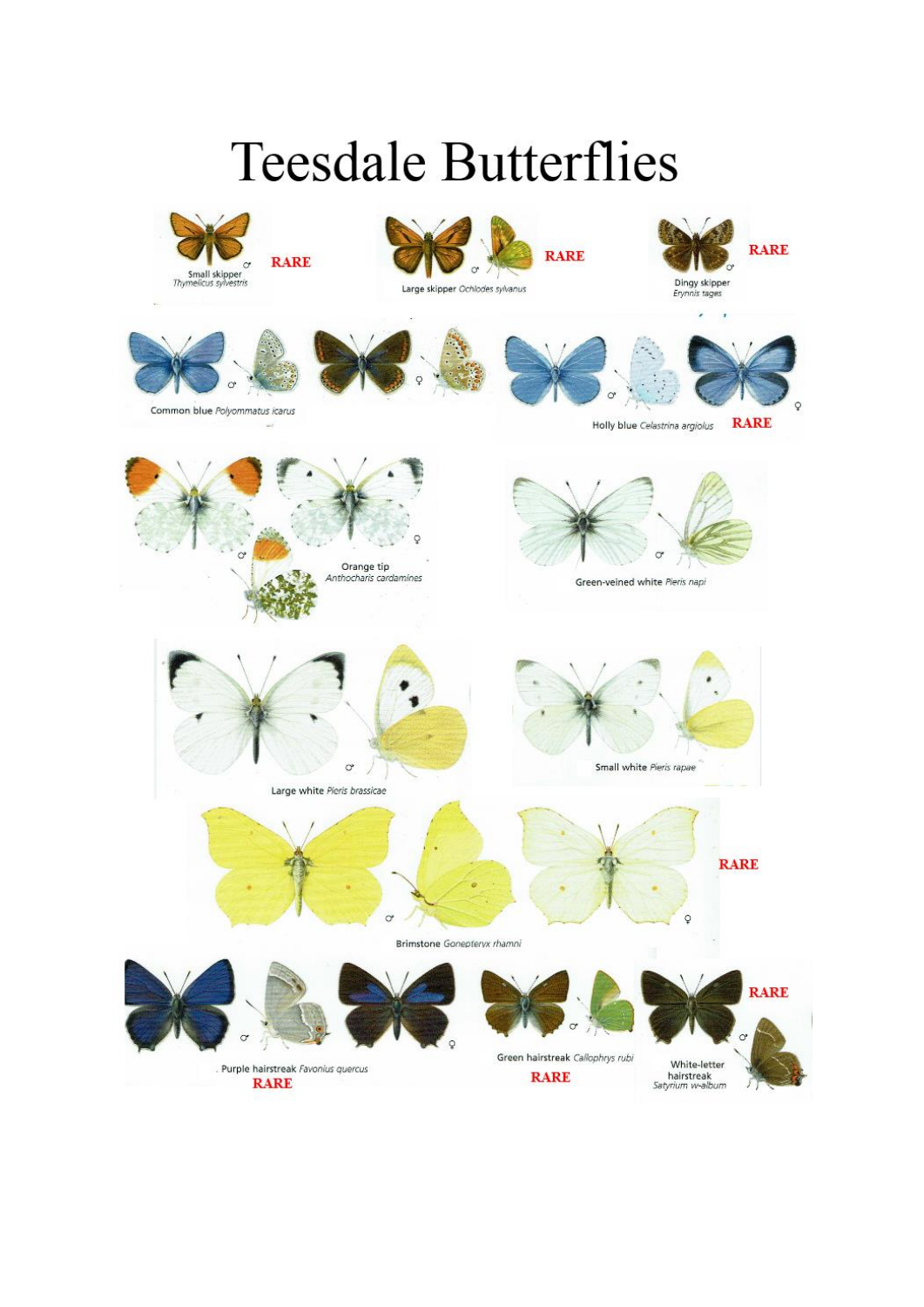# Teesdale Butterflies

Small skipper *Thymelicus sylvestris* ♂ **RARE**

Large skipper *Ochlodes sylvanus* ♂ **RARE**

Dingy skipper *Erynnis tages* ♂ **RARE**

Common blue *Polyommatus icarus* ♂ ♀

Holly blue *Celastrina argiolus* ♂ ♀ **RARE**

Orange tip *Anthocharis cardamines* ♂ ♀

Green-veined white *Pieris napi* ♂

Large white *Pieris brassicae* ♂

Small white *Pieris rapae*

Brimstone *Gonepteryx rhamni* ♂ ♀ **RARE**

Purple hairstreak *Favonius quercus* ♂ ♀ **RARE**

Green hairstreak *Callophrys rubi* ♂ **RARE**

White-letter hairstreak *Satyrium w-album* ♂ **RARE**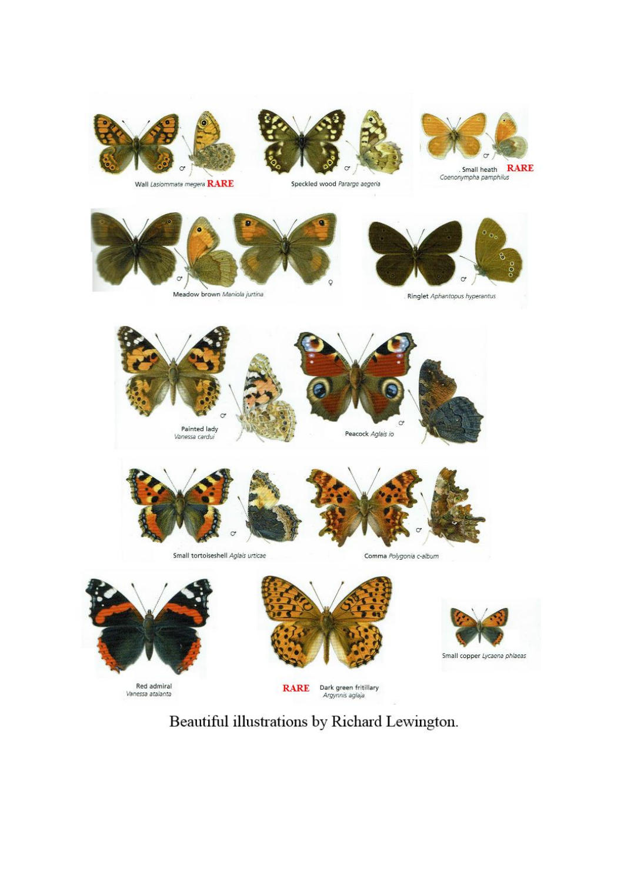Wall *Lasiommata megera* **RARE**

Speckled wood *Pararge aegeria*

Small heath *Coenonympha pamphilus* **RARE**

Meadow brown *Maniola jurtina*

Ringlet *Aphantopus hyperantus*

Painted lady *Vanessa cardui*

Peacock *Aglais io*

Small tortoiseshell *Aglais urticae*

Comma *Polygonia c-album*

Red admiral *Vanessa atalanta*

**RARE** Dark green fritillary *Argynnis aglaja*

Small copper *Lycaena phlaeas*

Beautiful illustrations by Richard Lewington.